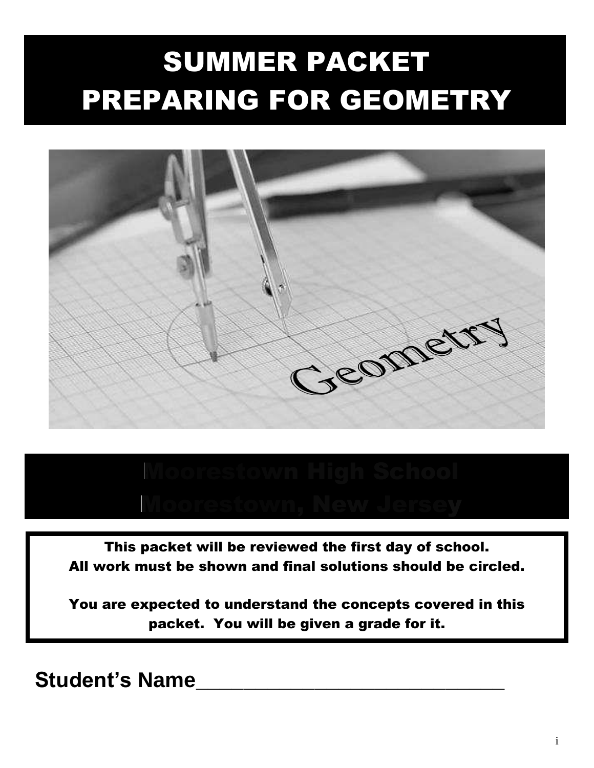# SUMMER PACKET
# PREPARING FOR GEOMETRY

## Moorestown High School
## Moorestown, New Jersey

**This packet will be reviewed the first day of school.**
**All work must be shown and final solutions should be circled.**

**You are expected to understand the concepts covered in this packet. You will be given a grade for it.**

**Student's Name**______________________________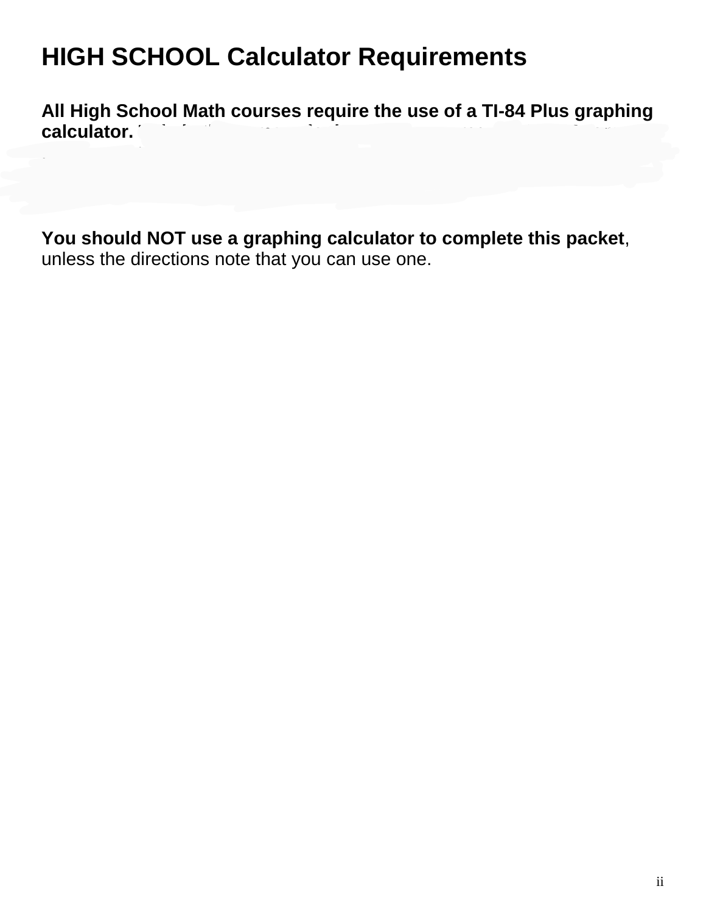# HIGH SCHOOL Calculator Requirements

**All High School Math courses require the use of a TI-84 Plus graphing calculator.**

**You should NOT use a graphing calculator to complete this packet**, unless the directions note that you can use one.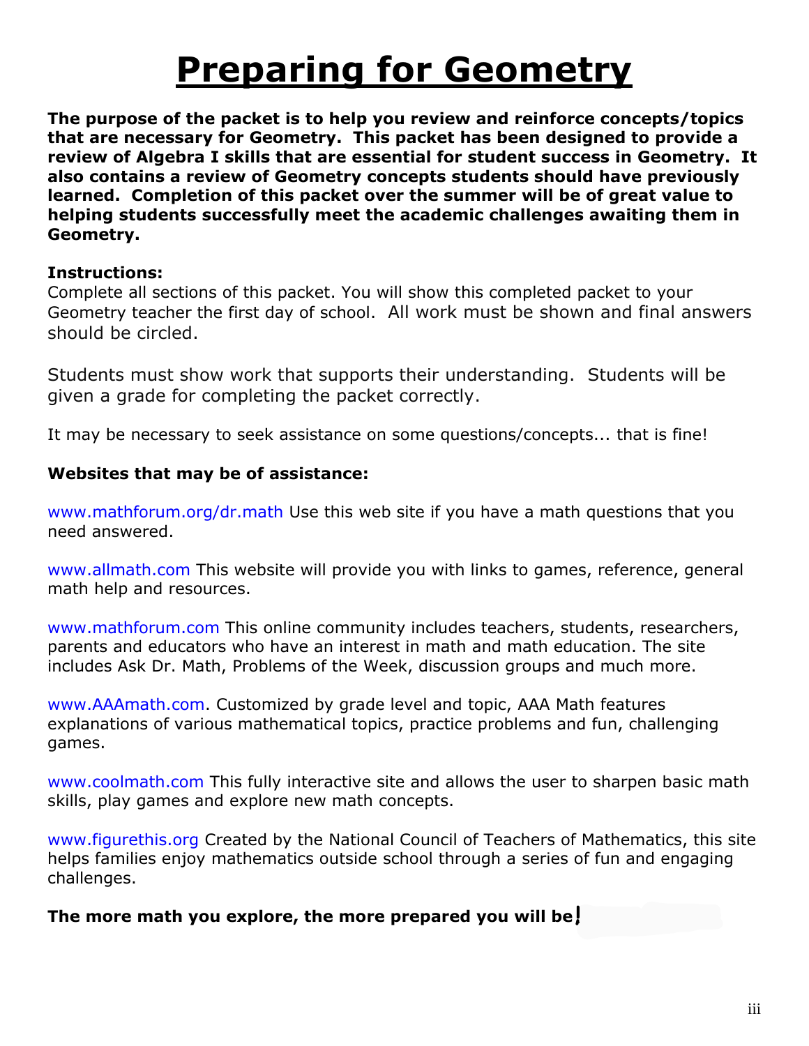# Preparing for Geometry

**The purpose of the packet is to help you review and reinforce concepts/topics that are necessary for Geometry. This packet has been designed to provide a review of Algebra I skills that are essential for student success in Geometry. It also contains a review of Geometry concepts students should have previously learned. Completion of this packet over the summer will be of great value to helping students successfully meet the academic challenges awaiting them in Geometry.**

**Instructions:**

Complete all sections of this packet. You will show this completed packet to your Geometry teacher the first day of school. All work must be shown and final answers should be circled.

Students must show work that supports their understanding. Students will be given a grade for completing the packet correctly.

It may be necessary to seek assistance on some questions/concepts... that is fine!

**Websites that may be of assistance:**

www.mathforum.org/dr.math Use this web site if you have a math questions that you need answered.

www.allmath.com This website will provide you with links to games, reference, general math help and resources.

www.mathforum.com This online community includes teachers, students, researchers, parents and educators who have an interest in math and math education. The site includes Ask Dr. Math, Problems of the Week, discussion groups and much more.

www.AAAmath.com. Customized by grade level and topic, AAA Math features explanations of various mathematical topics, practice problems and fun, challenging games.

www.coolmath.com This fully interactive site and allows the user to sharpen basic math skills, play games and explore new math concepts.

www.figurethis.org Created by the National Council of Teachers of Mathematics, this site helps families enjoy mathematics outside school through a series of fun and engaging challenges.

**The more math you explore, the more prepared you will be!**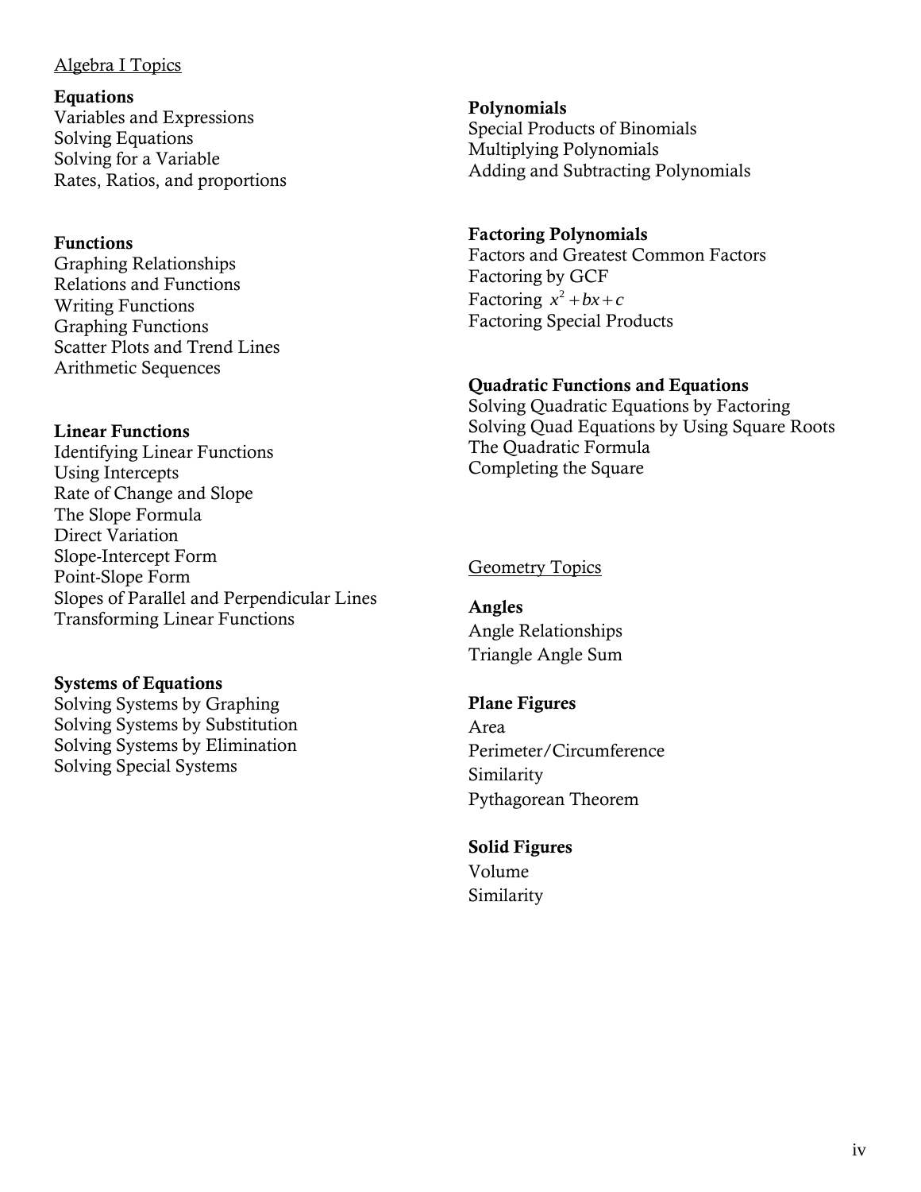## Algebra I Topics

**Equations**
Variables and Expressions
Solving Equations
Solving for a Variable
Rates, Ratios, and proportions

**Functions**
Graphing Relationships
Relations and Functions
Writing Functions
Graphing Functions
Scatter Plots and Trend Lines
Arithmetic Sequences

**Linear Functions**
Identifying Linear Functions
Using Intercepts
Rate of Change and Slope
The Slope Formula
Direct Variation
Slope-Intercept Form
Point-Slope Form
Slopes of Parallel and Perpendicular Lines
Transforming Linear Functions

**Systems of Equations**
Solving Systems by Graphing
Solving Systems by Substitution
Solving Systems by Elimination
Solving Special Systems

**Polynomials**
Special Products of Binomials
Multiplying Polynomials
Adding and Subtracting Polynomials

**Factoring Polynomials**
Factors and Greatest Common Factors
Factoring by GCF
Factoring $x^2 + bx + c$
Factoring Special Products

**Quadratic Functions and Equations**
Solving Quadratic Equations by Factoring
Solving Quad Equations by Using Square Roots
The Quadratic Formula
Completing the Square

## Geometry Topics

**Angles**
Angle Relationships
Triangle Angle Sum

**Plane Figures**
Area
Perimeter/Circumference
Similarity
Pythagorean Theorem

**Solid Figures**
Volume
Similarity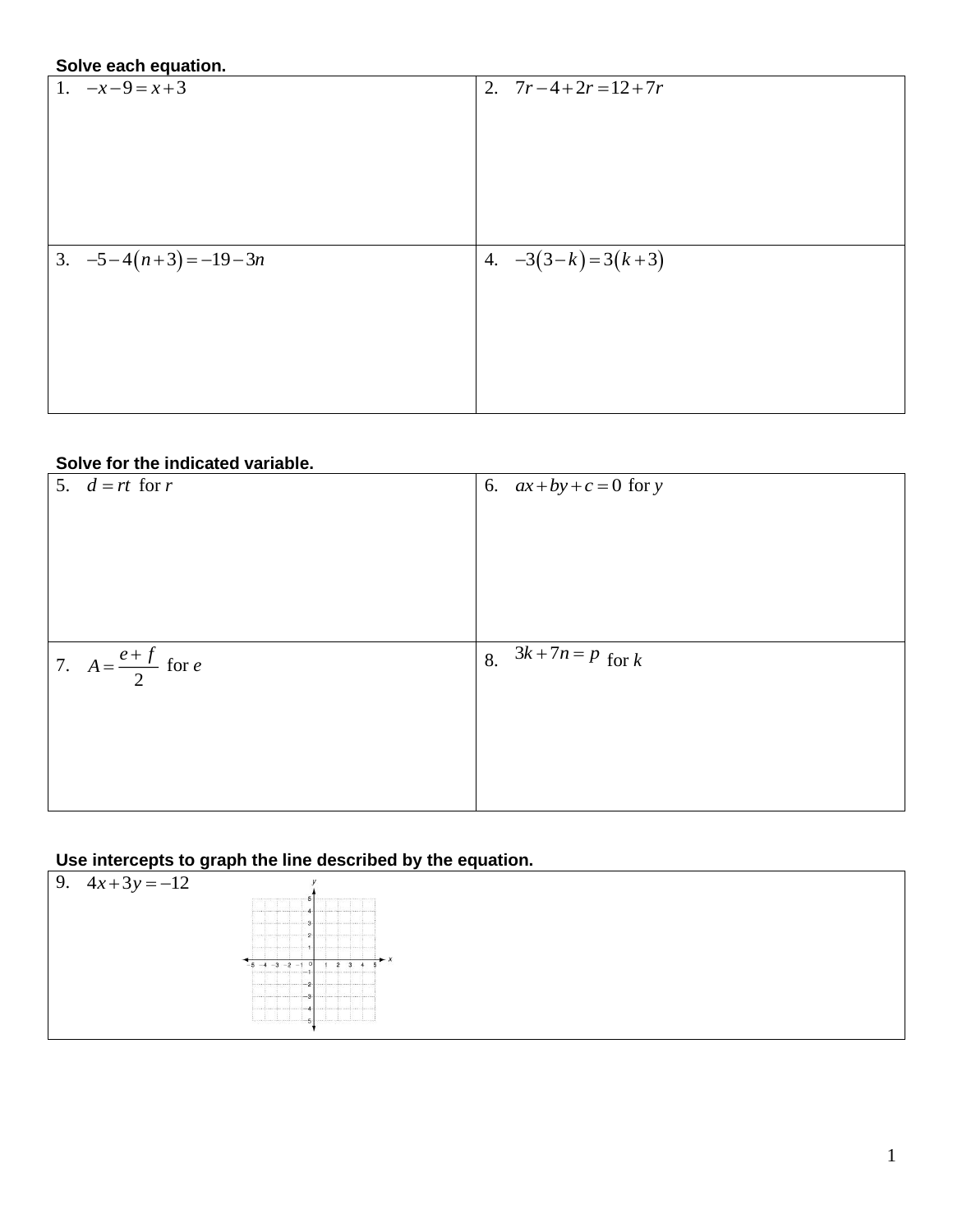**Solve each equation.**

| | |
|---|---|
| 1. $-x-9=x+3$ | 2. $7r-4+2r=12+7r$ |
| 3. $-5-4(n+3)=-19-3n$ | 4. $-3(3-k)=3(k+3)$ |

**Solve for the indicated variable.**

| | |
|---|---|
| 5. $d=rt$ for $r$ | 6. $ax+by+c=0$ for $y$ |
| 7. $A=\dfrac{e+f}{2}$ for $e$ | 8. $3k+7n=p$ for $k$ |

**Use intercepts to graph the line described by the equation.**

| |
|---|
| 9. $4x+3y=-12$ |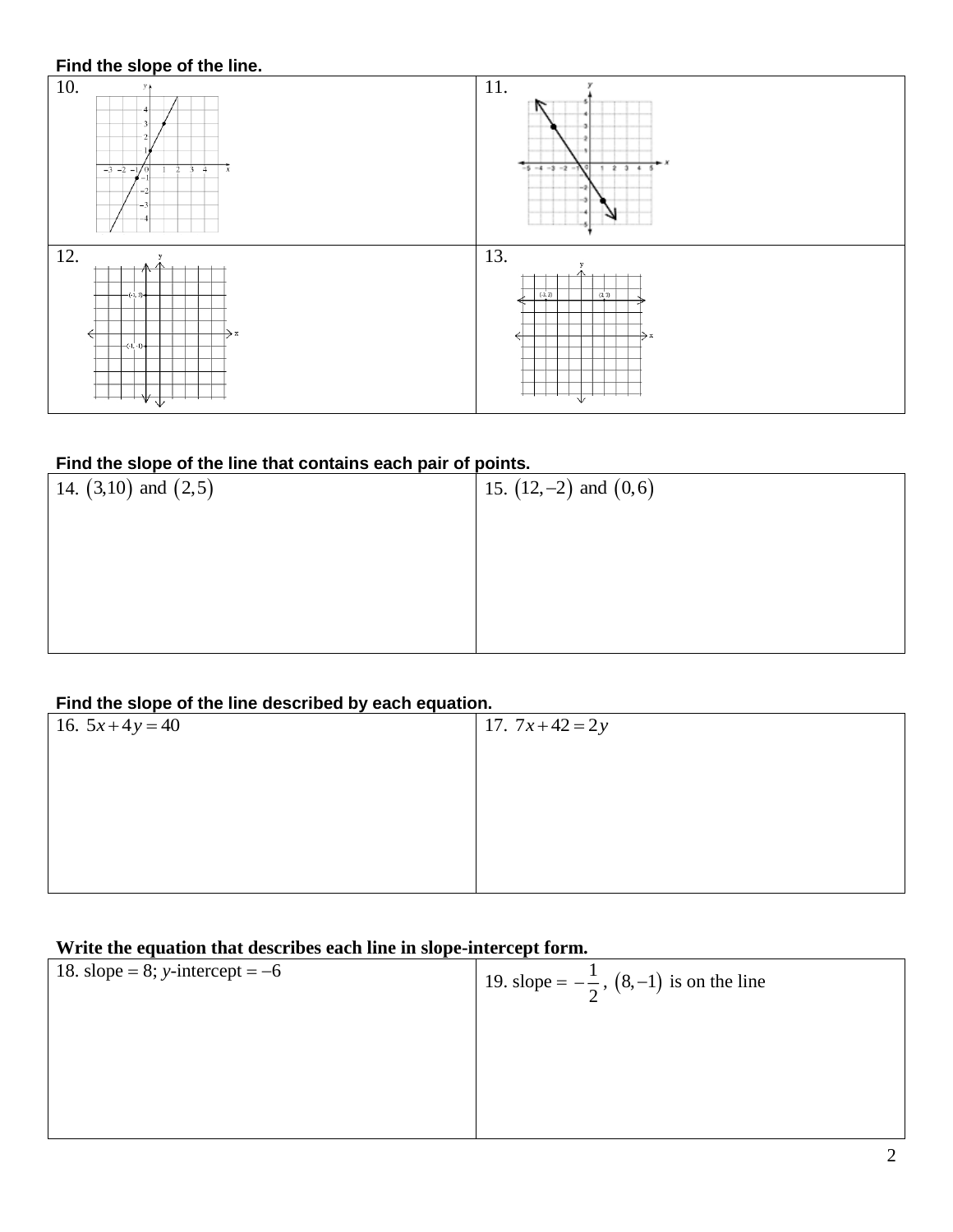**Find the slope of the line.**

| 10. | 11. |
|---|---|
| 12. | 13. |

**Find the slope of the line that contains each pair of points.**

| 14. $(3,10)$ and $(2,5)$ | 15. $(12,-2)$ and $(0,6)$ |
|---|---|

**Find the slope of the line described by each equation.**

| 16. $5x+4y=40$ | 17. $7x+42=2y$ |
|---|---|

**Write the equation that describes each line in slope-intercept form.**

| 18. slope = 8; $y$-intercept = $-6$ | 19. slope = $-\frac{1}{2}$, $(8,-1)$ is on the line |
|---|---|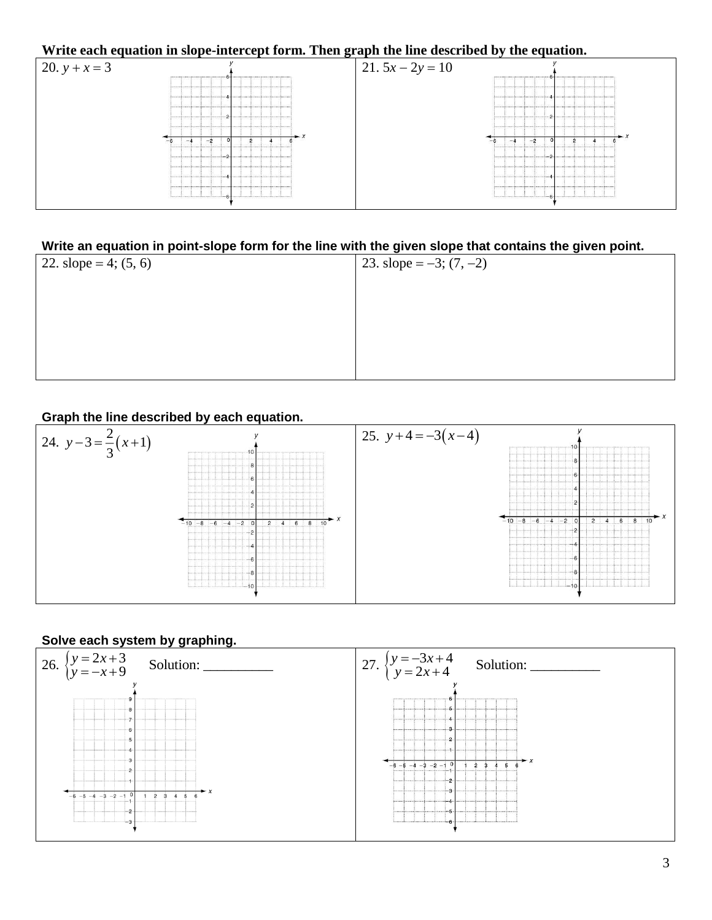**Write each equation in slope-intercept form. Then graph the line described by the equation.**

| | |
|---|---|
| 20. $y + x = 3$ | 21. $5x - 2y = 10$ |

**Write an equation in point-slope form for the line with the given slope that contains the given point.**

| | |
|---|---|
| 22. slope = 4; (5, 6) | 23. slope = −3; (7, −2) |

**Graph the line described by each equation.**

| | |
|---|---|
| 24. $y - 3 = \frac{2}{3}(x + 1)$ | 25. $y + 4 = -3(x - 4)$ |

**Solve each system by graphing.**

| | |
|---|---|
| 26. $\begin{cases} y = 2x + 3 \\ y = -x + 9 \end{cases}$ Solution: __________ | 27. $\begin{cases} y = -3x + 4 \\ y = 2x + 4 \end{cases}$ Solution: __________ |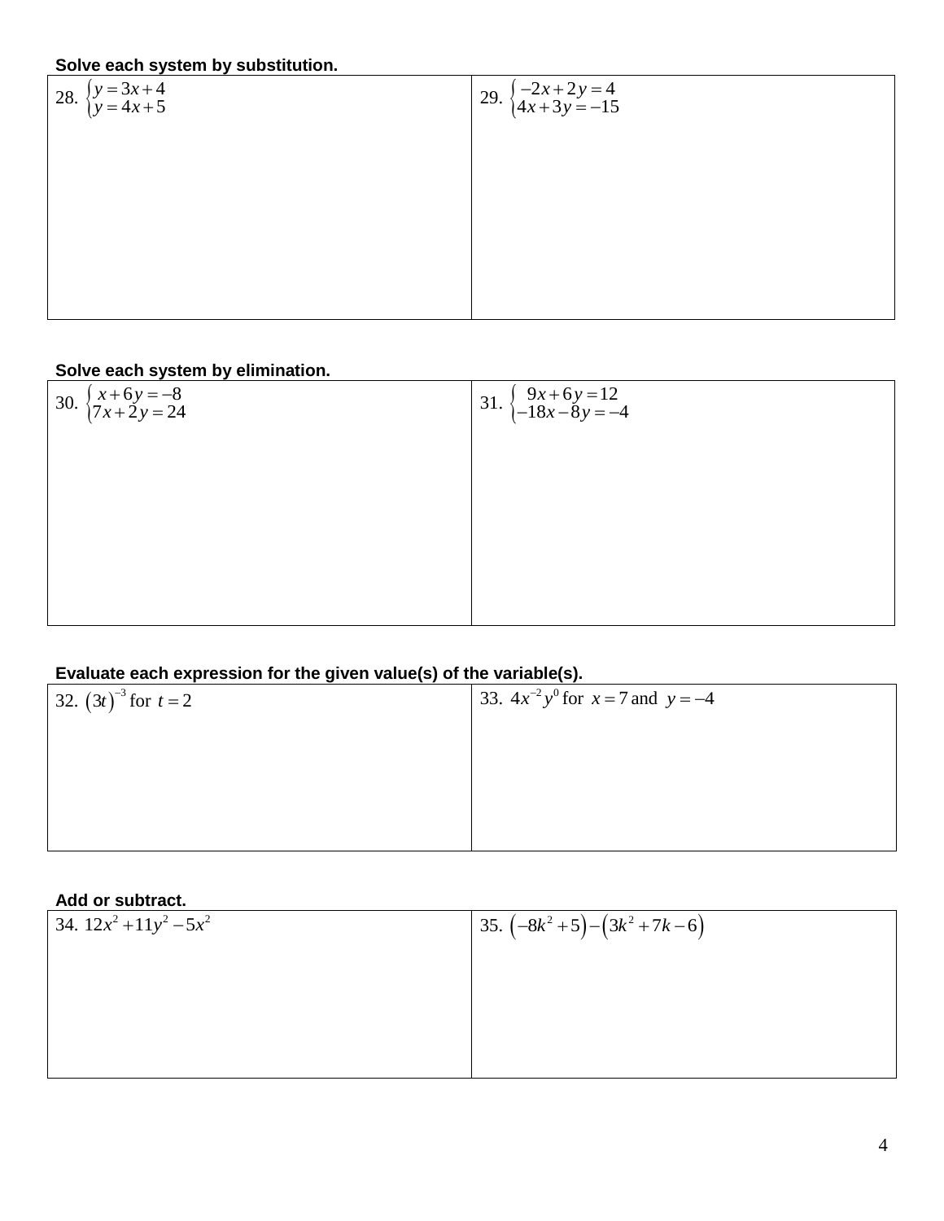**Solve each system by substitution.**

| | |
|---|---|
| 28. $\begin{cases} y = 3x + 4 \\ y = 4x + 5 \end{cases}$ | 29. $\begin{cases} -2x + 2y = 4 \\ 4x + 3y = -15 \end{cases}$ |

**Solve each system by elimination.**

| | |
|---|---|
| 30. $\begin{cases} x + 6y = -8 \\ 7x + 2y = 24 \end{cases}$ | 31. $\begin{cases} 9x + 6y = 12 \\ -18x - 8y = -4 \end{cases}$ |

**Evaluate each expression for the given value(s) of the variable(s).**

| | |
|---|---|
| 32. $(3t)^{-3}$ for $t = 2$ | 33. $4x^{-2}y^{0}$ for $x = 7$ and $y = -4$ |

**Add or subtract.**

| | |
|---|---|
| 34. $12x^2 + 11y^2 - 5x^2$ | 35. $(-8k^2 + 5) - (3k^2 + 7k - 6)$ |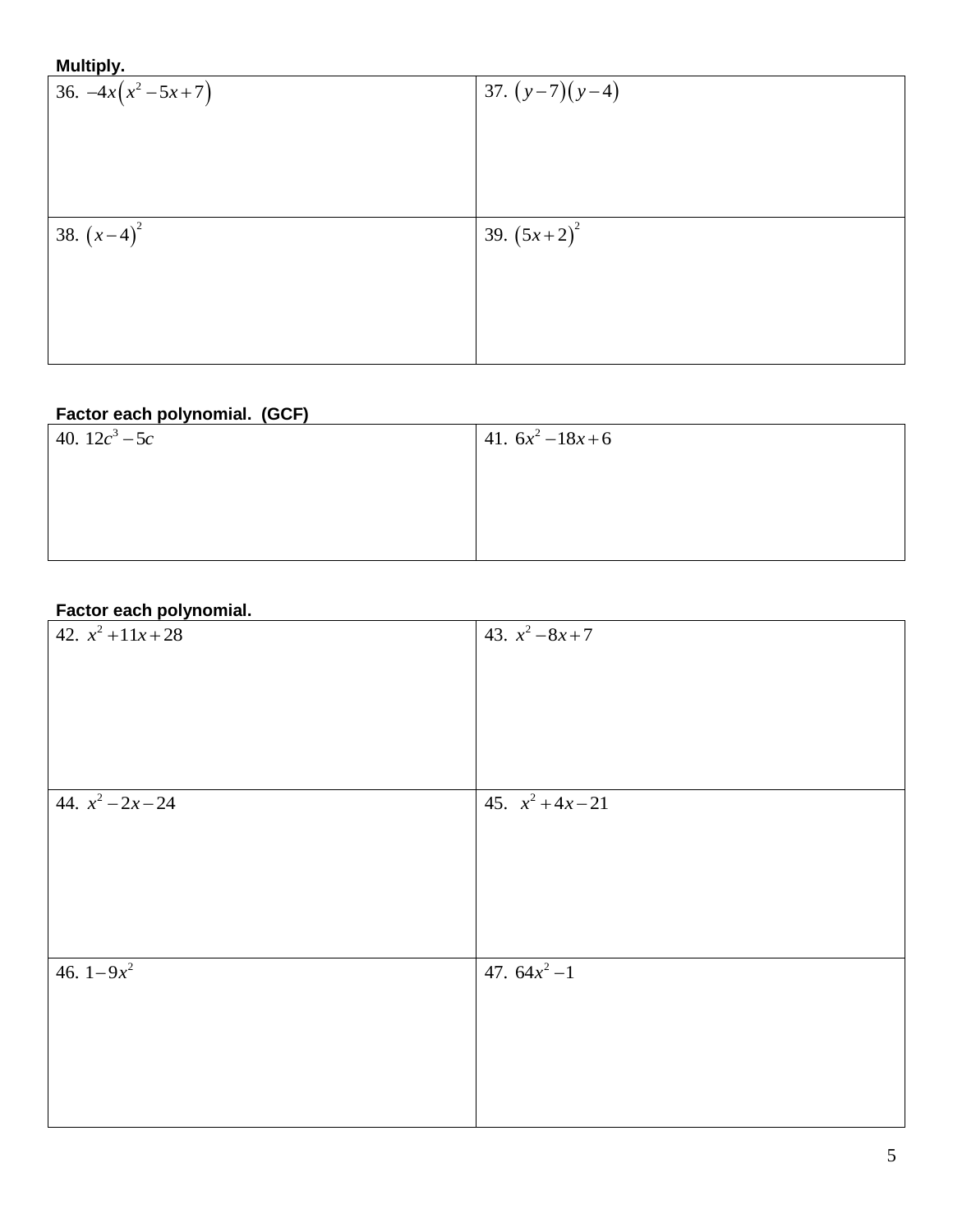**Multiply.**

| | |
|---|---|
| 36. $-4x\left(x^2-5x+7\right)$ | 37. $\left(y-7\right)\left(y-4\right)$ |
| 38. $\left(x-4\right)^2$ | 39. $\left(5x+2\right)^2$ |

**Factor each polynomial. (GCF)**

| | |
|---|---|
| 40. $12c^3-5c$ | 41. $6x^2-18x+6$ |

**Factor each polynomial.**

| | |
|---|---|
| 42. $x^2+11x+28$ | 43. $x^2-8x+7$ |
| 44. $x^2-2x-24$ | 45. $x^2+4x-21$ |
| 46. $1-9x^2$ | 47. $64x^2-1$ |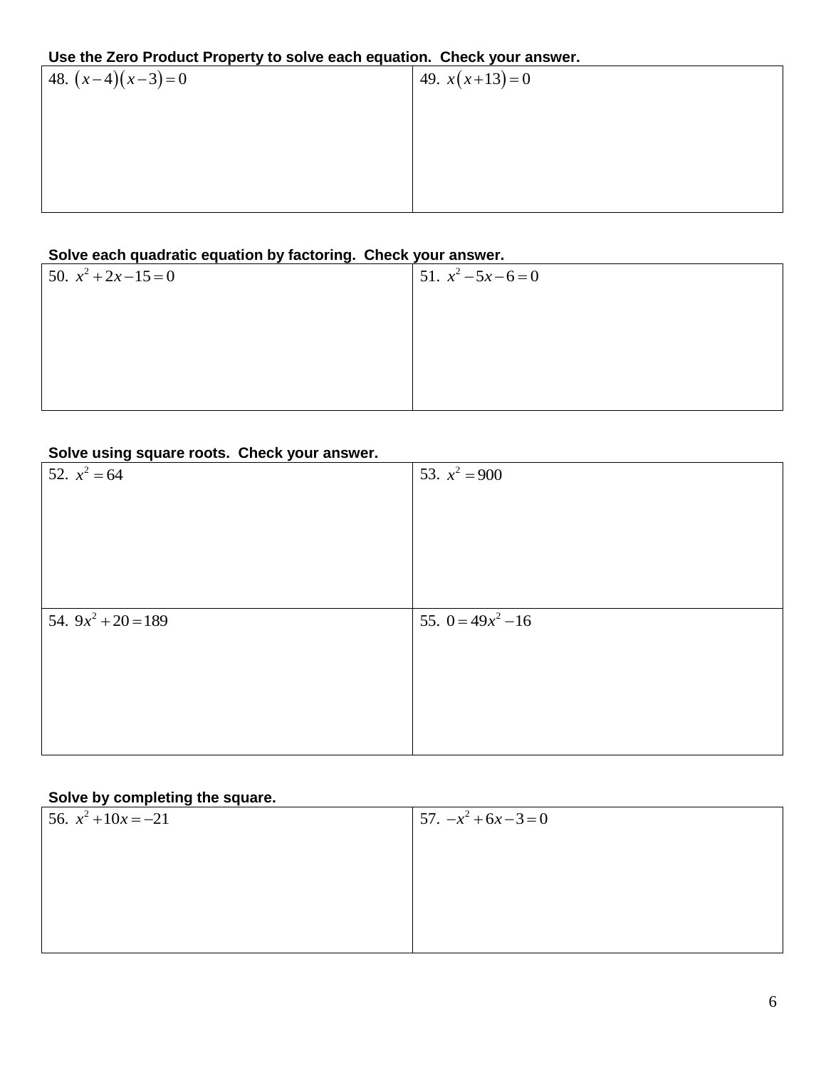**Use the Zero Product Property to solve each equation. Check your answer.**

| | |
|---|---|
| 48. $(x-4)(x-3)=0$ | 49. $x(x+13)=0$ |

**Solve each quadratic equation by factoring. Check your answer.**

| | |
|---|---|
| 50. $x^2+2x-15=0$ | 51. $x^2-5x-6=0$ |

**Solve using square roots. Check your answer.**

| | |
|---|---|
| 52. $x^2=64$ | 53. $x^2=900$ |
| 54. $9x^2+20=189$ | 55. $0=49x^2-16$ |

**Solve by completing the square.**

| | |
|---|---|
| 56. $x^2+10x=-21$ | 57. $-x^2+6x-3=0$ |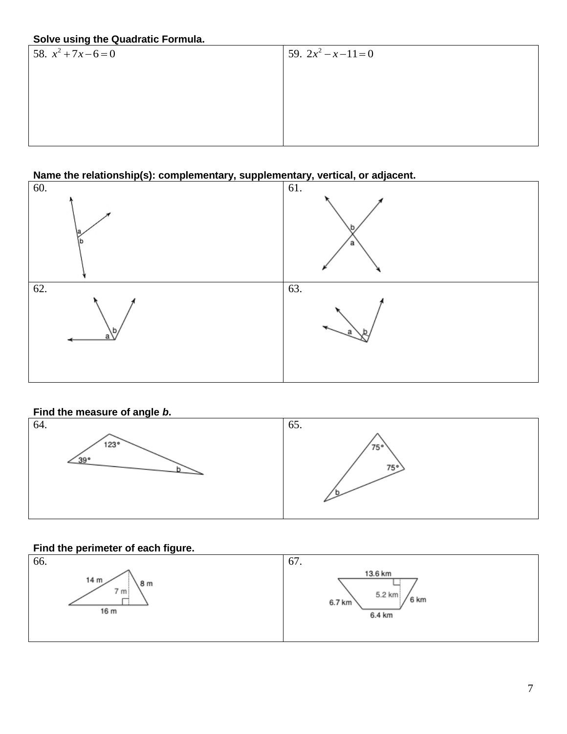**Solve using the Quadratic Formula.**

| 58. $x^2 + 7x - 6 = 0$ | 59. $2x^2 - x - 11 = 0$ |
|---|---|

**Name the relationship(s): complementary, supplementary, vertical, or adjacent.**

| 60. | 61. |
|---|---|
| 62. | 63. |

**Find the measure of angle *b*.**

| 64. 123°, 39°, b | 65. 75°, 75°, b |
|---|---|

**Find the perimeter of each figure.**

| 66. 14 m, 8 m, 7 m, 16 m | 67. 13.6 km, 5.2 km, 6 km, 6.7 km, 6.4 km |
|---|---|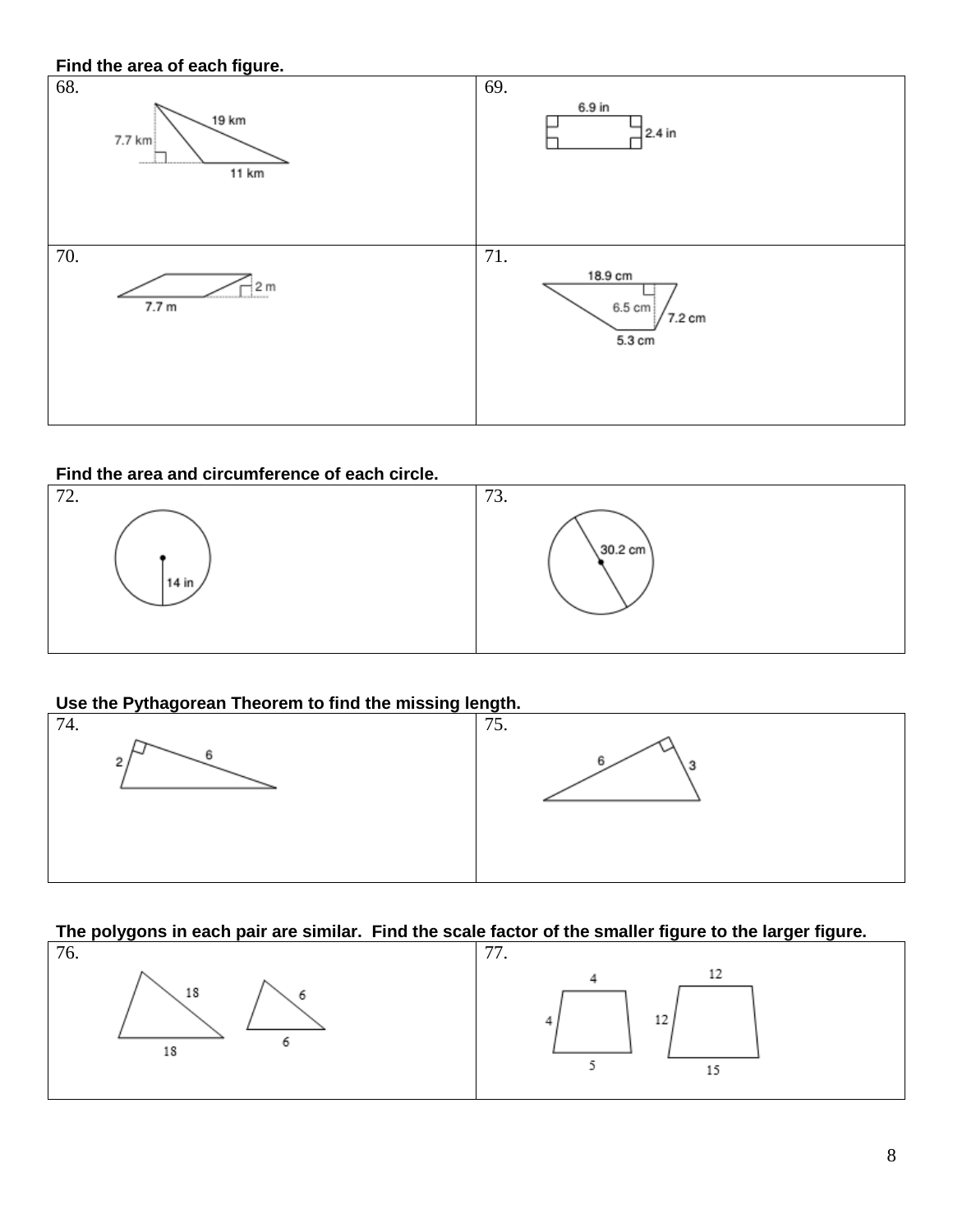**Find the area of each figure.**

| 68. 7.7 km, 19 km, 11 km | 69. 6.9 in, 2.4 in |
|---|---|
| 70. 7.7 m, 2 m | 71. 18.9 cm, 6.5 cm, 7.2 cm, 5.3 cm |

**Find the area and circumference of each circle.**

| 72. 14 in | 73. 30.2 cm |
|---|---|

**Use the Pythagorean Theorem to find the missing length.**

| 74. 2, 6 | 75. 6, 3 |
|---|---|

**The polygons in each pair are similar. Find the scale factor of the smaller figure to the larger figure.**

| 76. 18, 18; 6, 6 | 77. 4, 4, 5; 12, 12, 15 |
|---|---|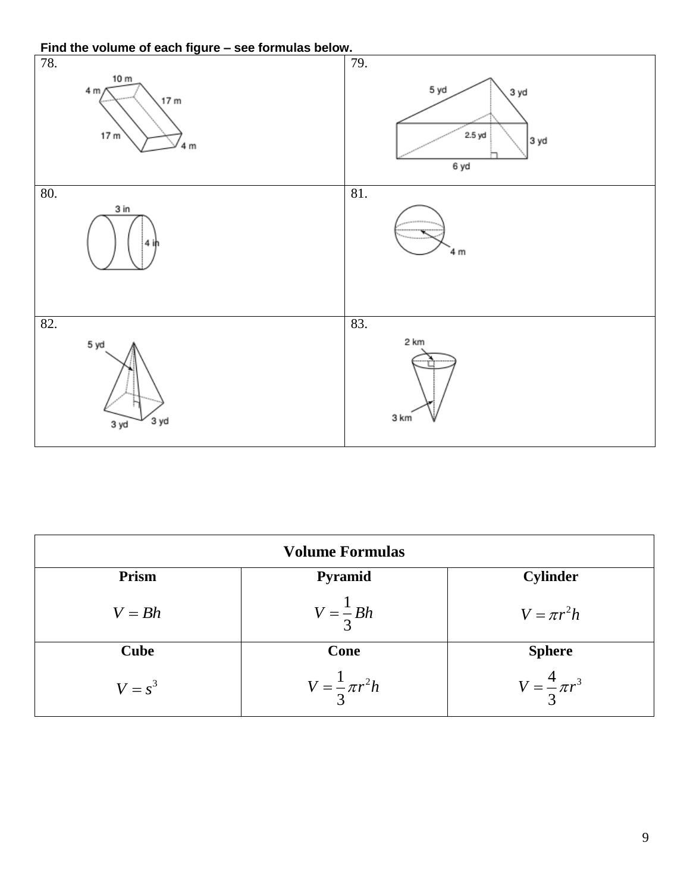**Find the volume of each figure – see formulas below.**

| | |
|---|---|
| 78.<br>10 m<br>4 m<br>17 m<br>17 m<br>4 m | 79.<br>5 yd<br>3 yd<br>2.5 yd<br>3 yd<br>6 yd |
| 80.<br>3 in<br>4 in | 81.<br>4 m |
| 82.<br>5 yd<br>3 yd<br>3 yd | 83.<br>2 km<br>3 km |

| Volume Formulas | | |
|---|---|---|
| **Prism**<br>$V = Bh$ | **Pyramid**<br>$V = \frac{1}{3}Bh$ | **Cylinder**<br>$V = \pi r^2 h$ |
| **Cube**<br>$V = s^3$ | **Cone**<br>$V = \frac{1}{3}\pi r^2 h$ | **Sphere**<br>$V = \frac{4}{3}\pi r^3$ |